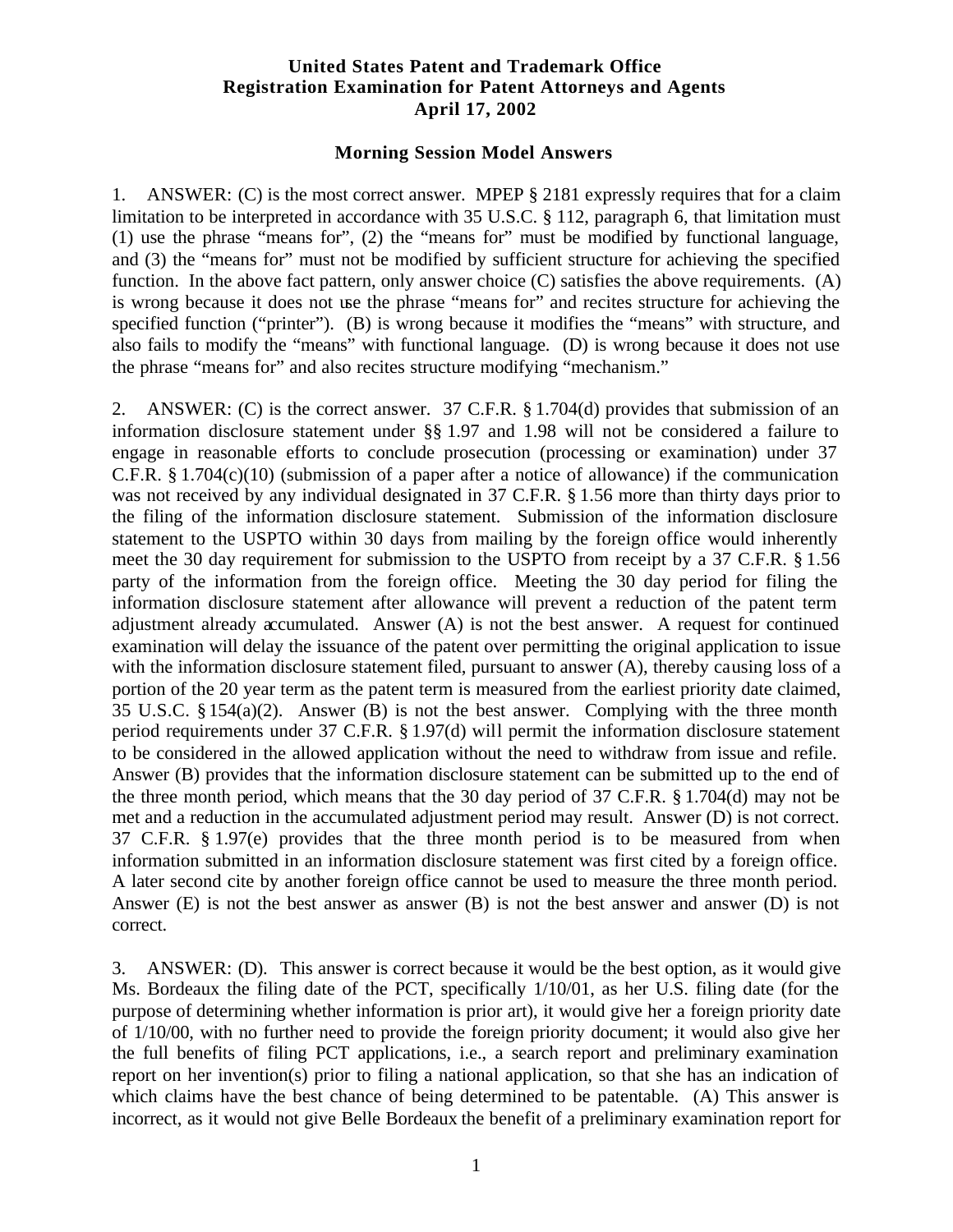**United States Patent and Trademark Office**
**Registration Examination for Patent Attorneys and Agents**
**April 17, 2002**

**Morning Session Model Answers**

1. ANSWER: (C) is the most correct answer. MPEP § 2181 expressly requires that for a claim limitation to be interpreted in accordance with 35 U.S.C. § 112, paragraph 6, that limitation must (1) use the phrase "means for", (2) the "means for" must be modified by functional language, and (3) the "means for" must not be modified by sufficient structure for achieving the specified function. In the above fact pattern, only answer choice (C) satisfies the above requirements. (A) is wrong because it does not use the phrase "means for" and recites structure for achieving the specified function ("printer"). (B) is wrong because it modifies the "means" with structure, and also fails to modify the "means" with functional language. (D) is wrong because it does not use the phrase "means for" and also recites structure modifying "mechanism."

2. ANSWER: (C) is the correct answer. 37 C.F.R. § 1.704(d) provides that submission of an information disclosure statement under §§ 1.97 and 1.98 will not be considered a failure to engage in reasonable efforts to conclude prosecution (processing or examination) under 37 C.F.R. § 1.704(c)(10) (submission of a paper after a notice of allowance) if the communication was not received by any individual designated in 37 C.F.R. § 1.56 more than thirty days prior to the filing of the information disclosure statement. Submission of the information disclosure statement to the USPTO within 30 days from mailing by the foreign office would inherently meet the 30 day requirement for submission to the USPTO from receipt by a 37 C.F.R. § 1.56 party of the information from the foreign office. Meeting the 30 day period for filing the information disclosure statement after allowance will prevent a reduction of the patent term adjustment already accumulated. Answer (A) is not the best answer. A request for continued examination will delay the issuance of the patent over permitting the original application to issue with the information disclosure statement filed, pursuant to answer (A), thereby causing loss of a portion of the 20 year term as the patent term is measured from the earliest priority date claimed, 35 U.S.C. § 154(a)(2). Answer (B) is not the best answer. Complying with the three month period requirements under 37 C.F.R. § 1.97(d) will permit the information disclosure statement to be considered in the allowed application without the need to withdraw from issue and refile. Answer (B) provides that the information disclosure statement can be submitted up to the end of the three month period, which means that the 30 day period of 37 C.F.R. § 1.704(d) may not be met and a reduction in the accumulated adjustment period may result. Answer (D) is not correct. 37 C.F.R. § 1.97(e) provides that the three month period is to be measured from when information submitted in an information disclosure statement was first cited by a foreign office. A later second cite by another foreign office cannot be used to measure the three month period. Answer (E) is not the best answer as answer (B) is not the best answer and answer (D) is not correct.

3. ANSWER: (D). This answer is correct because it would be the best option, as it would give Ms. Bordeaux the filing date of the PCT, specifically 1/10/01, as her U.S. filing date (for the purpose of determining whether information is prior art), it would give her a foreign priority date of 1/10/00, with no further need to provide the foreign priority document; it would also give her the full benefits of filing PCT applications, i.e., a search report and preliminary examination report on her invention(s) prior to filing a national application, so that she has an indication of which claims have the best chance of being determined to be patentable. (A) This answer is incorrect, as it would not give Belle Bordeaux the benefit of a preliminary examination report for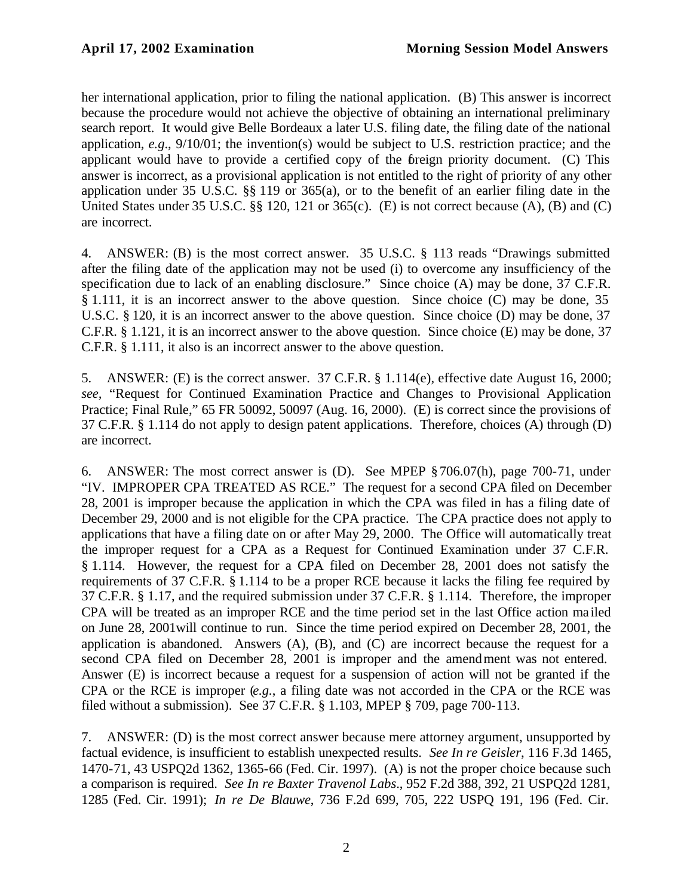her international application, prior to filing the national application. (B) This answer is incorrect because the procedure would not achieve the objective of obtaining an international preliminary search report. It would give Belle Bordeaux a later U.S. filing date, the filing date of the national application, *e.g*., 9/10/01; the invention(s) would be subject to U.S. restriction practice; and the applicant would have to provide a certified copy of the foreign priority document. (C) This answer is incorrect, as a provisional application is not entitled to the right of priority of any other application under 35 U.S.C. §§ 119 or 365(a), or to the benefit of an earlier filing date in the United States under 35 U.S.C. §§ 120, 121 or 365(c). (E) is not correct because (A), (B) and (C) are incorrect.

4. ANSWER: (B) is the most correct answer. 35 U.S.C. § 113 reads "Drawings submitted after the filing date of the application may not be used (i) to overcome any insufficiency of the specification due to lack of an enabling disclosure." Since choice (A) may be done, 37 C.F.R. § 1.111, it is an incorrect answer to the above question. Since choice (C) may be done, 35 U.S.C. § 120, it is an incorrect answer to the above question. Since choice (D) may be done, 37 C.F.R. § 1.121, it is an incorrect answer to the above question. Since choice (E) may be done, 37 C.F.R. § 1.111, it also is an incorrect answer to the above question.

5. ANSWER: (E) is the correct answer. 37 C.F.R. § 1.114(e), effective date August 16, 2000; *see,* "Request for Continued Examination Practice and Changes to Provisional Application Practice; Final Rule," 65 FR 50092, 50097 (Aug. 16, 2000). (E) is correct since the provisions of 37 C.F.R. § 1.114 do not apply to design patent applications. Therefore, choices (A) through (D) are incorrect.

6. ANSWER: The most correct answer is (D). See MPEP § 706.07(h), page 700-71, under "IV. IMPROPER CPA TREATED AS RCE." The request for a second CPA filed on December 28, 2001 is improper because the application in which the CPA was filed in has a filing date of December 29, 2000 and is not eligible for the CPA practice. The CPA practice does not apply to applications that have a filing date on or after May 29, 2000. The Office will automatically treat the improper request for a CPA as a Request for Continued Examination under 37 C.F.R. § 1.114. However, the request for a CPA filed on December 28, 2001 does not satisfy the requirements of 37 C.F.R. § 1.114 to be a proper RCE because it lacks the filing fee required by 37 C.F.R. § 1.17, and the required submission under 37 C.F.R. § 1.114. Therefore, the improper CPA will be treated as an improper RCE and the time period set in the last Office action mailed on June 28, 2001will continue to run. Since the time period expired on December 28, 2001, the application is abandoned. Answers (A), (B), and (C) are incorrect because the request for a second CPA filed on December 28, 2001 is improper and the amendment was not entered. Answer (E) is incorrect because a request for a suspension of action will not be granted if the CPA or the RCE is improper (*e.g.*, a filing date was not accorded in the CPA or the RCE was filed without a submission). See 37 C.F.R. § 1.103, MPEP § 709, page 700-113.

7. ANSWER: (D) is the most correct answer because mere attorney argument, unsupported by factual evidence, is insufficient to establish unexpected results. *See In re Geisler*, 116 F.3d 1465, 1470-71, 43 USPQ2d 1362, 1365-66 (Fed. Cir. 1997). (A) is not the proper choice because such a comparison is required. *See In re Baxter Travenol Labs*., 952 F.2d 388, 392, 21 USPQ2d 1281, 1285 (Fed. Cir. 1991); *In re De Blauwe*, 736 F.2d 699, 705, 222 USPQ 191, 196 (Fed. Cir.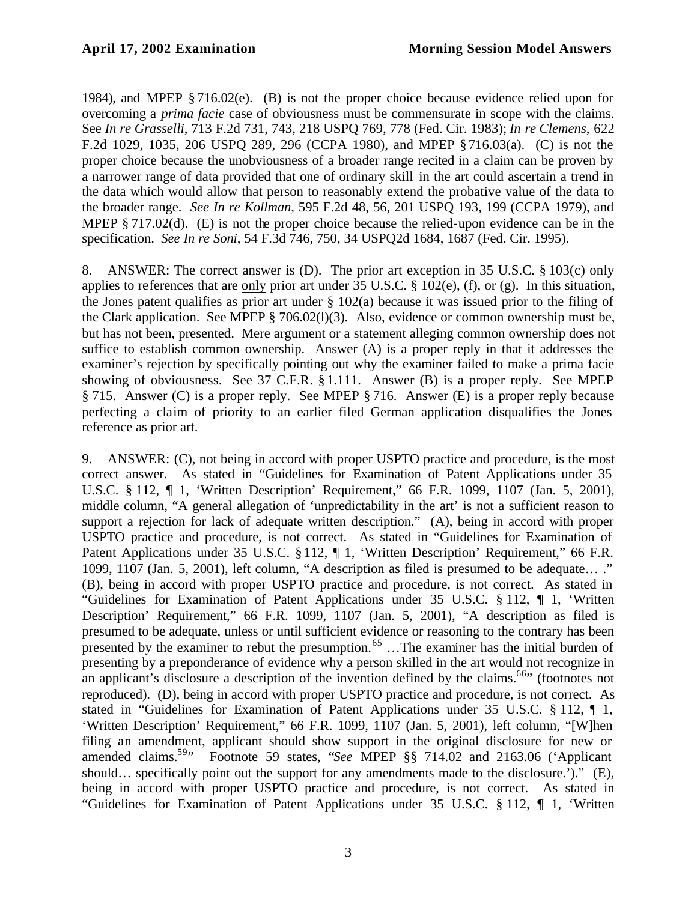1984), and MPEP § 716.02(e). (B) is not the proper choice because evidence relied upon for overcoming a *prima facie* case of obviousness must be commensurate in scope with the claims. See *In re Grasselli*, 713 F.2d 731, 743, 218 USPQ 769, 778 (Fed. Cir. 1983); *In re Clemens*, 622 F.2d 1029, 1035, 206 USPQ 289, 296 (CCPA 1980), and MPEP § 716.03(a). (C) is not the proper choice because the unobviousness of a broader range recited in a claim can be proven by a narrower range of data provided that one of ordinary skill in the art could ascertain a trend in the data which would allow that person to reasonably extend the probative value of the data to the broader range. *See In re Kollman*, 595 F.2d 48, 56, 201 USPQ 193, 199 (CCPA 1979), and MPEP § 717.02(d). (E) is not the proper choice because the relied-upon evidence can be in the specification. *See In re Soni*, 54 F.3d 746, 750, 34 USPQ2d 1684, 1687 (Fed. Cir. 1995).

8. ANSWER: The correct answer is (D). The prior art exception in 35 U.S.C. § 103(c) only applies to references that are <u>only</u> prior art under 35 U.S.C. § 102(e), (f), or (g). In this situation, the Jones patent qualifies as prior art under § 102(a) because it was issued prior to the filing of the Clark application. See MPEP § 706.02(l)(3). Also, evidence or common ownership must be, but has not been, presented. Mere argument or a statement alleging common ownership does not suffice to establish common ownership. Answer (A) is a proper reply in that it addresses the examiner's rejection by specifically pointing out why the examiner failed to make a prima facie showing of obviousness. See 37 C.F.R. § 1.111. Answer (B) is a proper reply. See MPEP § 715. Answer (C) is a proper reply. See MPEP § 716. Answer (E) is a proper reply because perfecting a claim of priority to an earlier filed German application disqualifies the Jones reference as prior art.

9. ANSWER: (C), not being in accord with proper USPTO practice and procedure, is the most correct answer. As stated in "Guidelines for Examination of Patent Applications under 35 U.S.C. § 112, ¶ 1, 'Written Description' Requirement," 66 F.R. 1099, 1107 (Jan. 5, 2001), middle column, "A general allegation of 'unpredictability in the art' is not a sufficient reason to support a rejection for lack of adequate written description." (A), being in accord with proper USPTO practice and procedure, is not correct. As stated in "Guidelines for Examination of Patent Applications under 35 U.S.C. § 112, ¶ 1, 'Written Description' Requirement," 66 F.R. 1099, 1107 (Jan. 5, 2001), left column, "A description as filed is presumed to be adequate… ." (B), being in accord with proper USPTO practice and procedure, is not correct. As stated in "Guidelines for Examination of Patent Applications under 35 U.S.C. § 112, ¶ 1, 'Written Description' Requirement," 66 F.R. 1099, 1107 (Jan. 5, 2001), "A description as filed is presumed to be adequate, unless or until sufficient evidence or reasoning to the contrary has been presented by the examiner to rebut the presumption.[65] …The examiner has the initial burden of presenting by a preponderance of evidence why a person skilled in the art would not recognize in an applicant's disclosure a description of the invention defined by the claims.[66]" (footnotes not reproduced). (D), being in accord with proper USPTO practice and procedure, is not correct. As stated in "Guidelines for Examination of Patent Applications under 35 U.S.C. § 112, ¶ 1, 'Written Description' Requirement," 66 F.R. 1099, 1107 (Jan. 5, 2001), left column, "[W]hen filing an amendment, applicant should show support in the original disclosure for new or amended claims.[59]" Footnote 59 states, "*See* MPEP §§ 714.02 and 2163.06 ('Applicant should… specifically point out the support for any amendments made to the disclosure.')." (E), being in accord with proper USPTO practice and procedure, is not correct. As stated in "Guidelines for Examination of Patent Applications under 35 U.S.C. § 112, ¶ 1, 'Written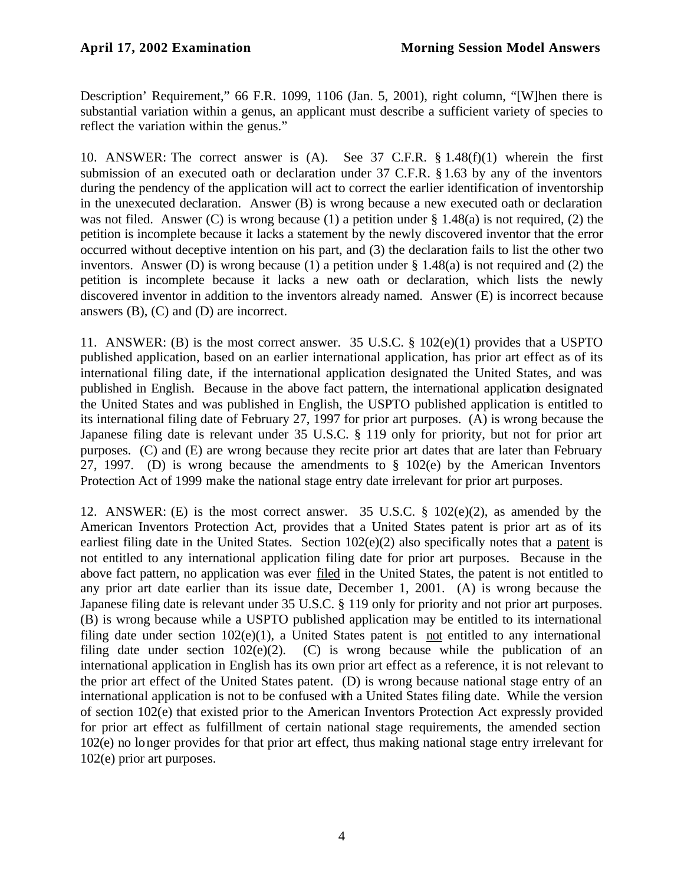Description' Requirement," 66 F.R. 1099, 1106 (Jan. 5, 2001), right column, "[W]hen there is substantial variation within a genus, an applicant must describe a sufficient variety of species to reflect the variation within the genus."

10. ANSWER: The correct answer is (A). See 37 C.F.R. § 1.48(f)(1) wherein the first submission of an executed oath or declaration under 37 C.F.R. § 1.63 by any of the inventors during the pendency of the application will act to correct the earlier identification of inventorship in the unexecuted declaration. Answer (B) is wrong because a new executed oath or declaration was not filed. Answer (C) is wrong because (1) a petition under § 1.48(a) is not required, (2) the petition is incomplete because it lacks a statement by the newly discovered inventor that the error occurred without deceptive intention on his part, and (3) the declaration fails to list the other two inventors. Answer (D) is wrong because (1) a petition under § 1.48(a) is not required and (2) the petition is incomplete because it lacks a new oath or declaration, which lists the newly discovered inventor in addition to the inventors already named. Answer (E) is incorrect because answers (B), (C) and (D) are incorrect.

11. ANSWER: (B) is the most correct answer. 35 U.S.C. § 102(e)(1) provides that a USPTO published application, based on an earlier international application, has prior art effect as of its international filing date, if the international application designated the United States, and was published in English. Because in the above fact pattern, the international application designated the United States and was published in English, the USPTO published application is entitled to its international filing date of February 27, 1997 for prior art purposes. (A) is wrong because the Japanese filing date is relevant under 35 U.S.C. § 119 only for priority, but not for prior art purposes. (C) and (E) are wrong because they recite prior art dates that are later than February 27, 1997. (D) is wrong because the amendments to § 102(e) by the American Inventors Protection Act of 1999 make the national stage entry date irrelevant for prior art purposes.

12. ANSWER: (E) is the most correct answer. 35 U.S.C. § 102(e)(2), as amended by the American Inventors Protection Act, provides that a United States patent is prior art as of its earliest filing date in the United States. Section 102(e)(2) also specifically notes that a patent is not entitled to any international application filing date for prior art purposes. Because in the above fact pattern, no application was ever filed in the United States, the patent is not entitled to any prior art date earlier than its issue date, December 1, 2001. (A) is wrong because the Japanese filing date is relevant under 35 U.S.C. § 119 only for priority and not prior art purposes. (B) is wrong because while a USPTO published application may be entitled to its international filing date under section 102(e)(1), a United States patent is not entitled to any international filing date under section 102(e)(2). (C) is wrong because while the publication of an international application in English has its own prior art effect as a reference, it is not relevant to the prior art effect of the United States patent. (D) is wrong because national stage entry of an international application is not to be confused with a United States filing date. While the version of section 102(e) that existed prior to the American Inventors Protection Act expressly provided for prior art effect as fulfillment of certain national stage requirements, the amended section 102(e) no longer provides for that prior art effect, thus making national stage entry irrelevant for 102(e) prior art purposes.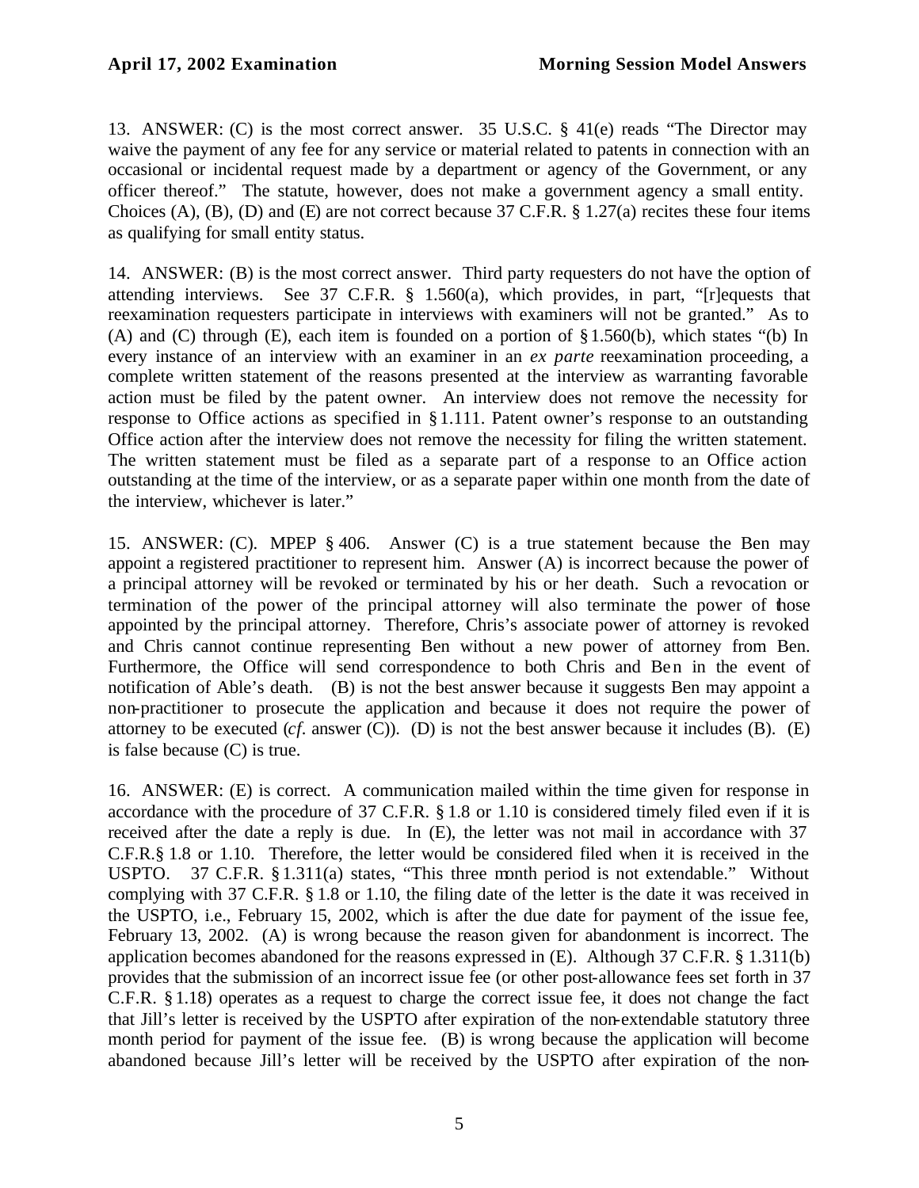13. ANSWER: (C) is the most correct answer. 35 U.S.C. § 41(e) reads "The Director may waive the payment of any fee for any service or material related to patents in connection with an occasional or incidental request made by a department or agency of the Government, or any officer thereof." The statute, however, does not make a government agency a small entity. Choices (A), (B), (D) and (E) are not correct because 37 C.F.R. § 1.27(a) recites these four items as qualifying for small entity status.

14. ANSWER: (B) is the most correct answer. Third party requesters do not have the option of attending interviews. See 37 C.F.R. § 1.560(a), which provides, in part, "[r]equests that reexamination requesters participate in interviews with examiners will not be granted." As to (A) and (C) through (E), each item is founded on a portion of § 1.560(b), which states "(b) In every instance of an interview with an examiner in an *ex parte* reexamination proceeding, a complete written statement of the reasons presented at the interview as warranting favorable action must be filed by the patent owner. An interview does not remove the necessity for response to Office actions as specified in § 1.111. Patent owner's response to an outstanding Office action after the interview does not remove the necessity for filing the written statement. The written statement must be filed as a separate part of a response to an Office action outstanding at the time of the interview, or as a separate paper within one month from the date of the interview, whichever is later."

15. ANSWER: (C). MPEP § 406. Answer (C) is a true statement because the Ben may appoint a registered practitioner to represent him. Answer (A) is incorrect because the power of a principal attorney will be revoked or terminated by his or her death. Such a revocation or termination of the power of the principal attorney will also terminate the power of those appointed by the principal attorney. Therefore, Chris's associate power of attorney is revoked and Chris cannot continue representing Ben without a new power of attorney from Ben. Furthermore, the Office will send correspondence to both Chris and Ben in the event of notification of Able's death. (B) is not the best answer because it suggests Ben may appoint a non-practitioner to prosecute the application and because it does not require the power of attorney to be executed (*cf*. answer (C)). (D) is not the best answer because it includes (B). (E) is false because (C) is true.

16. ANSWER: (E) is correct. A communication mailed within the time given for response in accordance with the procedure of 37 C.F.R. § 1.8 or 1.10 is considered timely filed even if it is received after the date a reply is due. In (E), the letter was not mail in accordance with 37 C.F.R.§ 1.8 or 1.10. Therefore, the letter would be considered filed when it is received in the USPTO. 37 C.F.R. § 1.311(a) states, "This three month period is not extendable." Without complying with 37 C.F.R. § 1.8 or 1.10, the filing date of the letter is the date it was received in the USPTO, i.e., February 15, 2002, which is after the due date for payment of the issue fee, February 13, 2002. (A) is wrong because the reason given for abandonment is incorrect. The application becomes abandoned for the reasons expressed in (E). Although 37 C.F.R. § 1.311(b) provides that the submission of an incorrect issue fee (or other post-allowance fees set forth in 37 C.F.R. § 1.18) operates as a request to charge the correct issue fee, it does not change the fact that Jill's letter is received by the USPTO after expiration of the non-extendable statutory three month period for payment of the issue fee. (B) is wrong because the application will become abandoned because Jill's letter will be received by the USPTO after expiration of the non-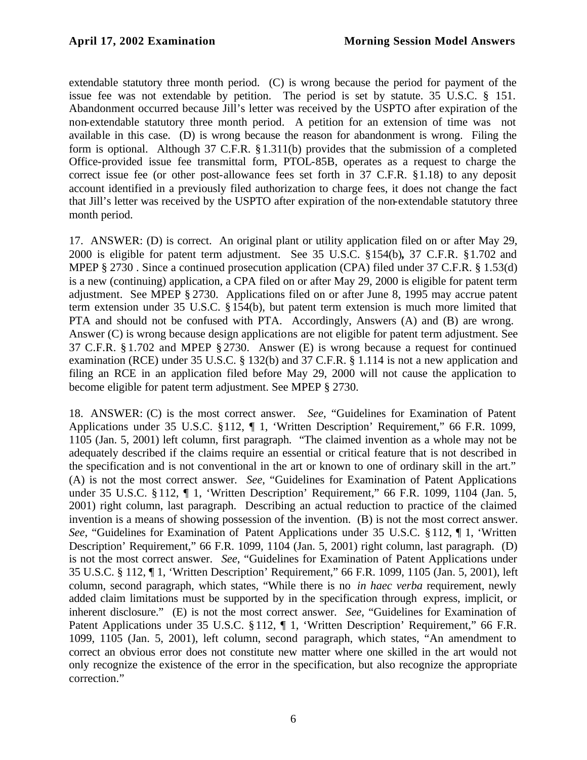extendable statutory three month period. (C) is wrong because the period for payment of the issue fee was not extendable by petition. The period is set by statute. 35 U.S.C. § 151. Abandonment occurred because Jill's letter was received by the USPTO after expiration of the non-extendable statutory three month period. A petition for an extension of time was not available in this case. (D) is wrong because the reason for abandonment is wrong. Filing the form is optional. Although 37 C.F.R. § 1.311(b) provides that the submission of a completed Office-provided issue fee transmittal form, PTOL-85B, operates as a request to charge the correct issue fee (or other post-allowance fees set forth in 37 C.F.R. § 1.18) to any deposit account identified in a previously filed authorization to charge fees, it does not change the fact that Jill's letter was received by the USPTO after expiration of the non-extendable statutory three month period.

17. ANSWER: (D) is correct. An original plant or utility application filed on or after May 29, 2000 is eligible for patent term adjustment. See 35 U.S.C. § 154(b)**,** 37 C.F.R. § 1.702 and MPEP § 2730 . Since a continued prosecution application (CPA) filed under 37 C.F.R. § 1.53(d) is a new (continuing) application, a CPA filed on or after May 29, 2000 is eligible for patent term adjustment. See MPEP § 2730. Applications filed on or after June 8, 1995 may accrue patent term extension under 35 U.S.C. § 154(b), but patent term extension is much more limited that PTA and should not be confused with PTA. Accordingly, Answers (A) and (B) are wrong. Answer (C) is wrong because design applications are not eligible for patent term adjustment. See 37 C.F.R. § 1.702 and MPEP § 2730. Answer (E) is wrong because a request for continued examination (RCE) under 35 U.S.C. § 132(b) and 37 C.F.R. § 1.114 is not a new application and filing an RCE in an application filed before May 29, 2000 will not cause the application to become eligible for patent term adjustment. See MPEP § 2730.

18. ANSWER: (C) is the most correct answer. *See*, "Guidelines for Examination of Patent Applications under 35 U.S.C. § 112, ¶ 1, 'Written Description' Requirement," 66 F.R. 1099, 1105 (Jan. 5, 2001) left column, first paragraph. "The claimed invention as a whole may not be adequately described if the claims require an essential or critical feature that is not described in the specification and is not conventional in the art or known to one of ordinary skill in the art." (A) is not the most correct answer. *See*, "Guidelines for Examination of Patent Applications under 35 U.S.C. § 112, ¶ 1, 'Written Description' Requirement," 66 F.R. 1099, 1104 (Jan. 5, 2001) right column, last paragraph. Describing an actual reduction to practice of the claimed invention is a means of showing possession of the invention. (B) is not the most correct answer. *See*, "Guidelines for Examination of Patent Applications under 35 U.S.C. § 112, ¶ 1, 'Written Description' Requirement," 66 F.R. 1099, 1104 (Jan. 5, 2001) right column, last paragraph. (D) is not the most correct answer. *See*, "Guidelines for Examination of Patent Applications under 35 U.S.C. § 112, ¶ 1, 'Written Description' Requirement," 66 F.R. 1099, 1105 (Jan. 5, 2001), left column, second paragraph, which states, "While there is no *in haec verba* requirement, newly added claim limitations must be supported by in the specification through express, implicit, or inherent disclosure." (E) is not the most correct answer. *See*, "Guidelines for Examination of Patent Applications under 35 U.S.C. § 112, ¶ 1, 'Written Description' Requirement," 66 F.R. 1099, 1105 (Jan. 5, 2001), left column, second paragraph, which states, "An amendment to correct an obvious error does not constitute new matter where one skilled in the art would not only recognize the existence of the error in the specification, but also recognize the appropriate correction."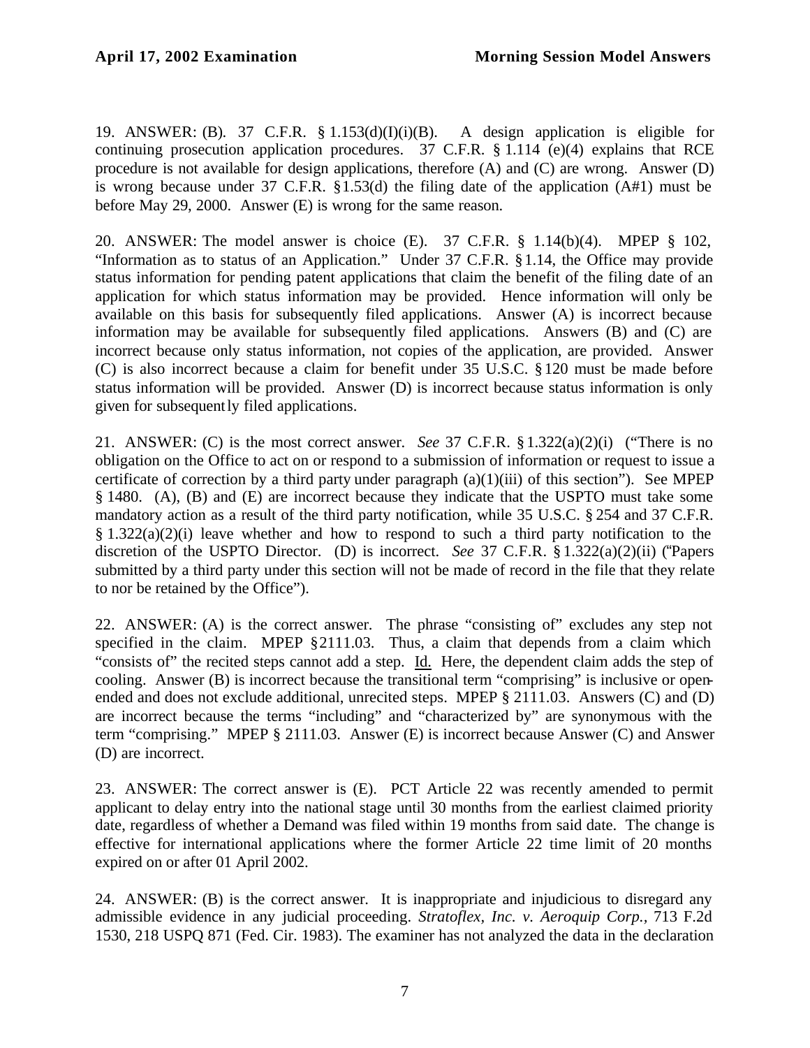19. ANSWER: (B). 37 C.F.R. § 1.153(d)(I)(i)(B). A design application is eligible for continuing prosecution application procedures. 37 C.F.R. § 1.114 (e)(4) explains that RCE procedure is not available for design applications, therefore (A) and (C) are wrong. Answer (D) is wrong because under 37 C.F.R. §1.53(d) the filing date of the application (A#1) must be before May 29, 2000. Answer (E) is wrong for the same reason.

20. ANSWER: The model answer is choice (E). 37 C.F.R. § 1.14(b)(4). MPEP § 102, "Information as to status of an Application." Under 37 C.F.R. §1.14, the Office may provide status information for pending patent applications that claim the benefit of the filing date of an application for which status information may be provided. Hence information will only be available on this basis for subsequently filed applications. Answer (A) is incorrect because information may be available for subsequently filed applications. Answers (B) and (C) are incorrect because only status information, not copies of the application, are provided. Answer (C) is also incorrect because a claim for benefit under 35 U.S.C. §120 must be made before status information will be provided. Answer (D) is incorrect because status information is only given for subsequently filed applications.

21. ANSWER: (C) is the most correct answer. *See* 37 C.F.R. §1.322(a)(2)(i) ("There is no obligation on the Office to act on or respond to a submission of information or request to issue a certificate of correction by a third party under paragraph (a)(1)(iii) of this section"). See MPEP § 1480. (A), (B) and (E) are incorrect because they indicate that the USPTO must take some mandatory action as a result of the third party notification, while 35 U.S.C. §254 and 37 C.F.R. §1.322(a)(2)(i) leave whether and how to respond to such a third party notification to the discretion of the USPTO Director. (D) is incorrect. *See* 37 C.F.R. §1.322(a)(2)(ii) ("Papers submitted by a third party under this section will not be made of record in the file that they relate to nor be retained by the Office").

22. ANSWER: (A) is the correct answer. The phrase "consisting of" excludes any step not specified in the claim. MPEP §2111.03. Thus, a claim that depends from a claim which "consists of" the recited steps cannot add a step. Id. Here, the dependent claim adds the step of cooling. Answer (B) is incorrect because the transitional term "comprising" is inclusive or open-ended and does not exclude additional, unrecited steps. MPEP § 2111.03. Answers (C) and (D) are incorrect because the terms "including" and "characterized by" are synonymous with the term "comprising." MPEP § 2111.03. Answer (E) is incorrect because Answer (C) and Answer (D) are incorrect.

23. ANSWER: The correct answer is (E). PCT Article 22 was recently amended to permit applicant to delay entry into the national stage until 30 months from the earliest claimed priority date, regardless of whether a Demand was filed within 19 months from said date. The change is effective for international applications where the former Article 22 time limit of 20 months expired on or after 01 April 2002.

24. ANSWER: (B) is the correct answer. It is inappropriate and injudicious to disregard any admissible evidence in any judicial proceeding. *Stratoflex, Inc. v. Aeroquip Corp.*, 713 F.2d 1530, 218 USPQ 871 (Fed. Cir. 1983). The examiner has not analyzed the data in the declaration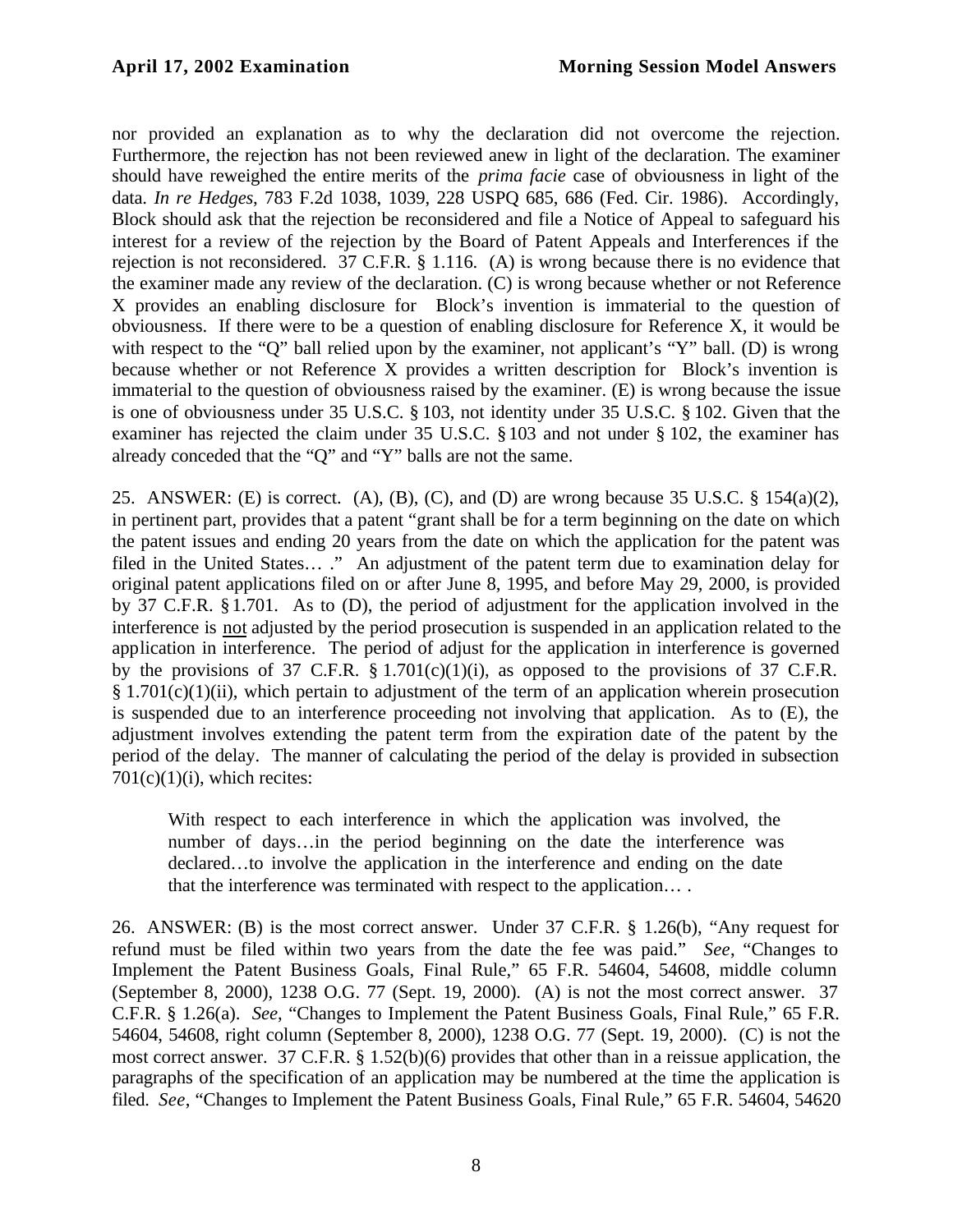nor provided an explanation as to why the declaration did not overcome the rejection. Furthermore, the rejection has not been reviewed anew in light of the declaration. The examiner should have reweighed the entire merits of the *prima facie* case of obviousness in light of the data. *In re Hedges*, 783 F.2d 1038, 1039, 228 USPQ 685, 686 (Fed. Cir. 1986). Accordingly, Block should ask that the rejection be reconsidered and file a Notice of Appeal to safeguard his interest for a review of the rejection by the Board of Patent Appeals and Interferences if the rejection is not reconsidered. 37 C.F.R. § 1.116. (A) is wrong because there is no evidence that the examiner made any review of the declaration. (C) is wrong because whether or not Reference X provides an enabling disclosure for Block's invention is immaterial to the question of obviousness. If there were to be a question of enabling disclosure for Reference X, it would be with respect to the "Q" ball relied upon by the examiner, not applicant's "Y" ball. (D) is wrong because whether or not Reference X provides a written description for Block's invention is immaterial to the question of obviousness raised by the examiner. (E) is wrong because the issue is one of obviousness under 35 U.S.C. § 103, not identity under 35 U.S.C. § 102. Given that the examiner has rejected the claim under 35 U.S.C. § 103 and not under § 102, the examiner has already conceded that the "Q" and "Y" balls are not the same.

25. ANSWER: (E) is correct. (A), (B), (C), and (D) are wrong because 35 U.S.C. § 154(a)(2), in pertinent part, provides that a patent "grant shall be for a term beginning on the date on which the patent issues and ending 20 years from the date on which the application for the patent was filed in the United States… ." An adjustment of the patent term due to examination delay for original patent applications filed on or after June 8, 1995, and before May 29, 2000, is provided by 37 C.F.R. § 1.701. As to (D), the period of adjustment for the application involved in the interference is not adjusted by the period prosecution is suspended in an application related to the application in interference. The period of adjust for the application in interference is governed by the provisions of 37 C.F.R. § 1.701(c)(1)(i), as opposed to the provisions of 37 C.F.R. § 1.701(c)(1)(ii), which pertain to adjustment of the term of an application wherein prosecution is suspended due to an interference proceeding not involving that application. As to (E), the adjustment involves extending the patent term from the expiration date of the patent by the period of the delay. The manner of calculating the period of the delay is provided in subsection 701(c)(1)(i), which recites:

> With respect to each interference in which the application was involved, the number of days…in the period beginning on the date the interference was declared…to involve the application in the interference and ending on the date that the interference was terminated with respect to the application… .

26. ANSWER: (B) is the most correct answer. Under 37 C.F.R. § 1.26(b), "Any request for refund must be filed within two years from the date the fee was paid." *See*, "Changes to Implement the Patent Business Goals, Final Rule," 65 F.R. 54604, 54608, middle column (September 8, 2000), 1238 O.G. 77 (Sept. 19, 2000). (A) is not the most correct answer. 37 C.F.R. § 1.26(a). *See*, "Changes to Implement the Patent Business Goals, Final Rule," 65 F.R. 54604, 54608, right column (September 8, 2000), 1238 O.G. 77 (Sept. 19, 2000). (C) is not the most correct answer. 37 C.F.R. § 1.52(b)(6) provides that other than in a reissue application, the paragraphs of the specification of an application may be numbered at the time the application is filed. *See*, "Changes to Implement the Patent Business Goals, Final Rule," 65 F.R. 54604, 54620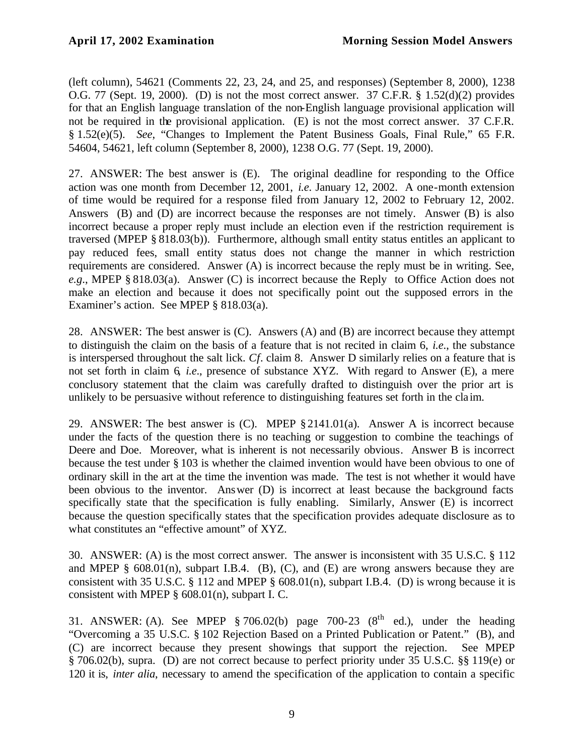(left column), 54621 (Comments 22, 23, 24, and 25, and responses) (September 8, 2000), 1238 O.G. 77 (Sept. 19, 2000). (D) is not the most correct answer. 37 C.F.R. § 1.52(d)(2) provides for that an English language translation of the non-English language provisional application will not be required in the provisional application. (E) is not the most correct answer. 37 C.F.R. § 1.52(e)(5). *See*, "Changes to Implement the Patent Business Goals, Final Rule," 65 F.R. 54604, 54621, left column (September 8, 2000), 1238 O.G. 77 (Sept. 19, 2000).

27. ANSWER: The best answer is (E). The original deadline for responding to the Office action was one month from December 12, 2001, *i.e.* January 12, 2002. A one-month extension of time would be required for a response filed from January 12, 2002 to February 12, 2002. Answers (B) and (D) are incorrect because the responses are not timely. Answer (B) is also incorrect because a proper reply must include an election even if the restriction requirement is traversed (MPEP § 818.03(b)). Furthermore, although small entity status entitles an applicant to pay reduced fees, small entity status does not change the manner in which restriction requirements are considered. Answer (A) is incorrect because the reply must be in writing. See, *e.g.*, MPEP § 818.03(a). Answer (C) is incorrect because the Reply to Office Action does not make an election and because it does not specifically point out the supposed errors in the Examiner's action. See MPEP § 818.03(a).

28. ANSWER: The best answer is (C). Answers (A) and (B) are incorrect because they attempt to distinguish the claim on the basis of a feature that is not recited in claim 6, *i.e.*, the substance is interspersed throughout the salt lick. *Cf*. claim 8. Answer D similarly relies on a feature that is not set forth in claim 6, *i.e.*, presence of substance XYZ. With regard to Answer (E), a mere conclusory statement that the claim was carefully drafted to distinguish over the prior art is unlikely to be persuasive without reference to distinguishing features set forth in the claim.

29. ANSWER: The best answer is (C). MPEP § 2141.01(a). Answer A is incorrect because under the facts of the question there is no teaching or suggestion to combine the teachings of Deere and Doe. Moreover, what is inherent is not necessarily obvious. Answer B is incorrect because the test under § 103 is whether the claimed invention would have been obvious to one of ordinary skill in the art at the time the invention was made. The test is not whether it would have been obvious to the inventor. Answer (D) is incorrect at least because the background facts specifically state that the specification is fully enabling. Similarly, Answer (E) is incorrect because the question specifically states that the specification provides adequate disclosure as to what constitutes an "effective amount" of XYZ.

30. ANSWER: (A) is the most correct answer. The answer is inconsistent with 35 U.S.C. § 112 and MPEP § 608.01(n), subpart I.B.4. (B), (C), and (E) are wrong answers because they are consistent with 35 U.S.C. § 112 and MPEP § 608.01(n), subpart I.B.4. (D) is wrong because it is consistent with MPEP § 608.01(n), subpart I. C.

31. ANSWER: (A). See MPEP § 706.02(b) page 700-23 (8th ed.), under the heading "Overcoming a 35 U.S.C. § 102 Rejection Based on a Printed Publication or Patent." (B), and (C) are incorrect because they present showings that support the rejection. See MPEP § 706.02(b), supra. (D) are not correct because to perfect priority under 35 U.S.C. §§ 119(e) or 120 it is, *inter alia*, necessary to amend the specification of the application to contain a specific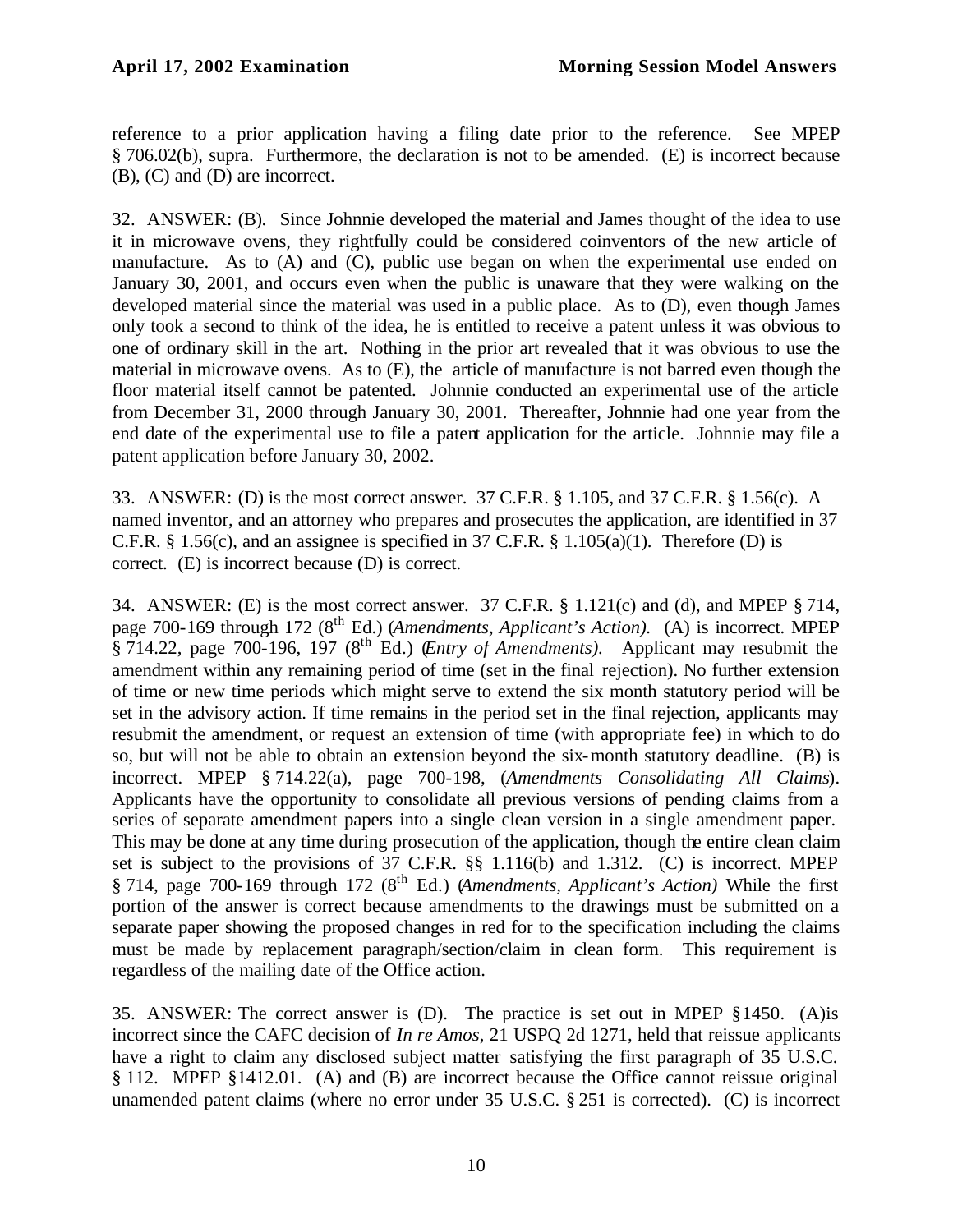reference to a prior application having a filing date prior to the reference. See MPEP § 706.02(b), supra. Furthermore, the declaration is not to be amended. (E) is incorrect because (B), (C) and (D) are incorrect.

32. ANSWER: (B). Since Johnnie developed the material and James thought of the idea to use it in microwave ovens, they rightfully could be considered coinventors of the new article of manufacture. As to (A) and (C), public use began on when the experimental use ended on January 30, 2001, and occurs even when the public is unaware that they were walking on the developed material since the material was used in a public place. As to (D), even though James only took a second to think of the idea, he is entitled to receive a patent unless it was obvious to one of ordinary skill in the art. Nothing in the prior art revealed that it was obvious to use the material in microwave ovens. As to (E), the article of manufacture is not barred even though the floor material itself cannot be patented. Johnnie conducted an experimental use of the article from December 31, 2000 through January 30, 2001. Thereafter, Johnnie had one year from the end date of the experimental use to file a patent application for the article. Johnnie may file a patent application before January 30, 2002.

33. ANSWER: (D) is the most correct answer. 37 C.F.R. § 1.105, and 37 C.F.R. § 1.56(c). A named inventor, and an attorney who prepares and prosecutes the application, are identified in 37 C.F.R. § 1.56(c), and an assignee is specified in 37 C.F.R. § 1.105(a)(1). Therefore (D) is correct. (E) is incorrect because (D) is correct.

34. ANSWER: (E) is the most correct answer. 37 C.F.R. § 1.121(c) and (d), and MPEP § 714, page 700-169 through 172 (8th Ed.) (*Amendments, Applicant's Action)*. (A) is incorrect. MPEP § 714.22, page 700-196, 197 (8th Ed.) (*Entry of Amendments)*. Applicant may resubmit the amendment within any remaining period of time (set in the final rejection). No further extension of time or new time periods which might serve to extend the six month statutory period will be set in the advisory action. If time remains in the period set in the final rejection, applicants may resubmit the amendment, or request an extension of time (with appropriate fee) in which to do so, but will not be able to obtain an extension beyond the six-month statutory deadline. (B) is incorrect. MPEP § 714.22(a), page 700-198, (*Amendments Consolidating All Claims*). Applicants have the opportunity to consolidate all previous versions of pending claims from a series of separate amendment papers into a single clean version in a single amendment paper. This may be done at any time during prosecution of the application, though the entire clean claim set is subject to the provisions of 37 C.F.R. §§ 1.116(b) and 1.312. (C) is incorrect. MPEP § 714, page 700-169 through 172 (8th Ed.) (*Amendments, Applicant's Action)* While the first portion of the answer is correct because amendments to the drawings must be submitted on a separate paper showing the proposed changes in red for to the specification including the claims must be made by replacement paragraph/section/claim in clean form. This requirement is regardless of the mailing date of the Office action.

35. ANSWER: The correct answer is (D). The practice is set out in MPEP §1450. (A)is incorrect since the CAFC decision of *In re Amos*, 21 USPQ 2d 1271, held that reissue applicants have a right to claim any disclosed subject matter satisfying the first paragraph of 35 U.S.C. § 112. MPEP §1412.01. (A) and (B) are incorrect because the Office cannot reissue original unamended patent claims (where no error under 35 U.S.C. § 251 is corrected). (C) is incorrect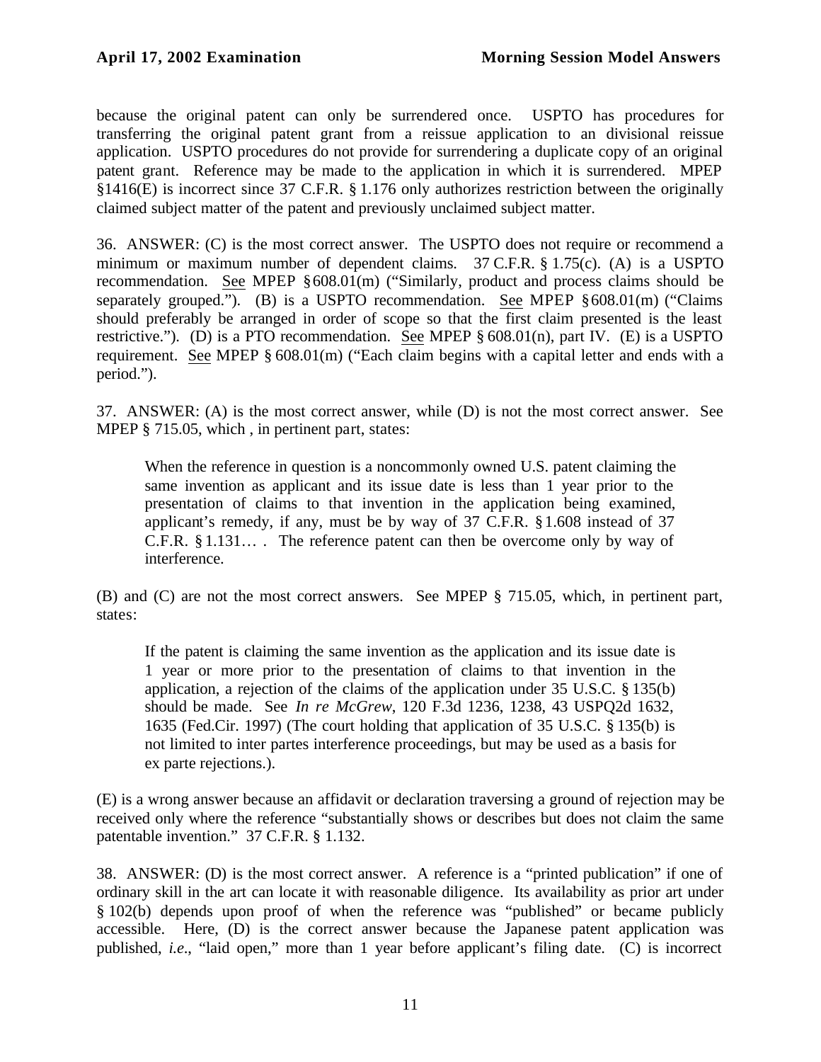because the original patent can only be surrendered once. USPTO has procedures for transferring the original patent grant from a reissue application to an divisional reissue application. USPTO procedures do not provide for surrendering a duplicate copy of an original patent grant. Reference may be made to the application in which it is surrendered. MPEP §1416(E) is incorrect since 37 C.F.R. § 1.176 only authorizes restriction between the originally claimed subject matter of the patent and previously unclaimed subject matter.

36. ANSWER: (C) is the most correct answer. The USPTO does not require or recommend a minimum or maximum number of dependent claims. 37 C.F.R. § 1.75(c). (A) is a USPTO recommendation. See MPEP § 608.01(m) ("Similarly, product and process claims should be separately grouped."). (B) is a USPTO recommendation. See MPEP § 608.01(m) ("Claims should preferably be arranged in order of scope so that the first claim presented is the least restrictive."). (D) is a PTO recommendation. See MPEP § 608.01(n), part IV. (E) is a USPTO requirement. See MPEP § 608.01(m) ("Each claim begins with a capital letter and ends with a period.").

37. ANSWER: (A) is the most correct answer, while (D) is not the most correct answer. See MPEP § 715.05, which , in pertinent part, states:

> When the reference in question is a noncommonly owned U.S. patent claiming the same invention as applicant and its issue date is less than 1 year prior to the presentation of claims to that invention in the application being examined, applicant's remedy, if any, must be by way of 37 C.F.R. § 1.608 instead of 37 C.F.R. § 1.131… . The reference patent can then be overcome only by way of interference.

(B) and (C) are not the most correct answers. See MPEP § 715.05, which, in pertinent part, states:

> If the patent is claiming the same invention as the application and its issue date is 1 year or more prior to the presentation of claims to that invention in the application, a rejection of the claims of the application under 35 U.S.C. § 135(b) should be made. See *In re McGrew*, 120 F.3d 1236, 1238, 43 USPQ2d 1632, 1635 (Fed.Cir. 1997) (The court holding that application of 35 U.S.C. § 135(b) is not limited to inter partes interference proceedings, but may be used as a basis for ex parte rejections.).

(E) is a wrong answer because an affidavit or declaration traversing a ground of rejection may be received only where the reference "substantially shows or describes but does not claim the same patentable invention." 37 C.F.R. § 1.132.

38. ANSWER: (D) is the most correct answer. A reference is a "printed publication" if one of ordinary skill in the art can locate it with reasonable diligence. Its availability as prior art under § 102(b) depends upon proof of when the reference was "published" or became publicly accessible. Here, (D) is the correct answer because the Japanese patent application was published, *i.e.*, "laid open," more than 1 year before applicant's filing date. (C) is incorrect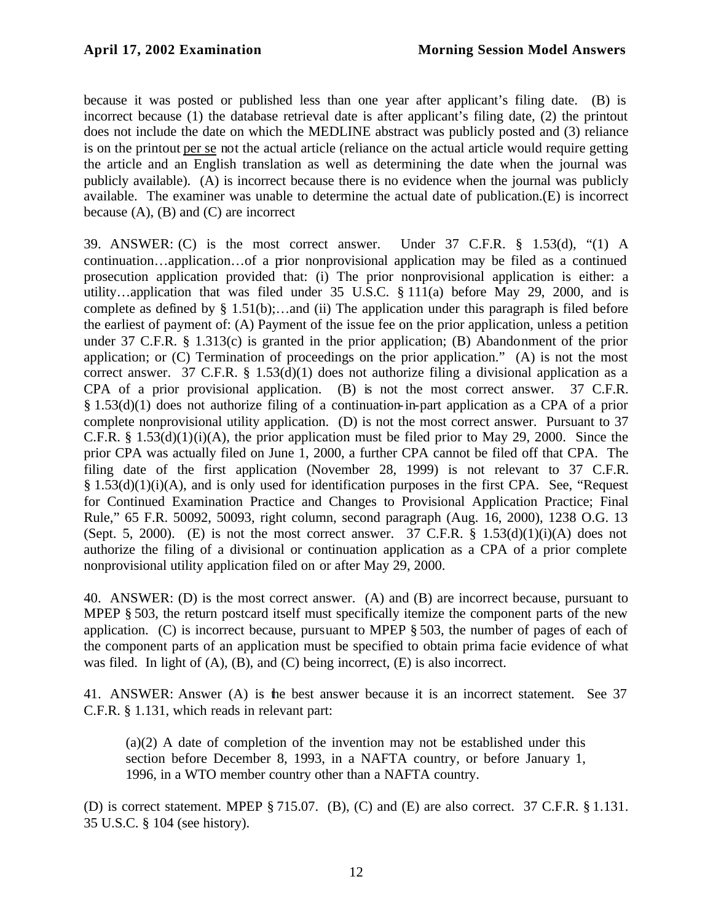because it was posted or published less than one year after applicant's filing date. (B) is incorrect because (1) the database retrieval date is after applicant's filing date, (2) the printout does not include the date on which the MEDLINE abstract was publicly posted and (3) reliance is on the printout per se not the actual article (reliance on the actual article would require getting the article and an English translation as well as determining the date when the journal was publicly available). (A) is incorrect because there is no evidence when the journal was publicly available. The examiner was unable to determine the actual date of publication.(E) is incorrect because (A), (B) and (C) are incorrect

39. ANSWER: (C) is the most correct answer. Under 37 C.F.R. § 1.53(d), "(1) A continuation…application…of a prior nonprovisional application may be filed as a continued prosecution application provided that: (i) The prior nonprovisional application is either: a utility…application that was filed under 35 U.S.C. § 111(a) before May 29, 2000, and is complete as defined by § 1.51(b);…and (ii) The application under this paragraph is filed before the earliest of payment of: (A) Payment of the issue fee on the prior application, unless a petition under 37 C.F.R. § 1.313(c) is granted in the prior application; (B) Abandonment of the prior application; or (C) Termination of proceedings on the prior application." (A) is not the most correct answer. 37 C.F.R. § 1.53(d)(1) does not authorize filing a divisional application as a CPA of a prior provisional application. (B) is not the most correct answer. 37 C.F.R. § 1.53(d)(1) does not authorize filing of a continuation-in-part application as a CPA of a prior complete nonprovisional utility application. (D) is not the most correct answer. Pursuant to 37 C.F.R. § 1.53(d)(1)(i)(A), the prior application must be filed prior to May 29, 2000. Since the prior CPA was actually filed on June 1, 2000, a further CPA cannot be filed off that CPA. The filing date of the first application (November 28, 1999) is not relevant to 37 C.F.R. § 1.53(d)(1)(i)(A), and is only used for identification purposes in the first CPA. See, "Request for Continued Examination Practice and Changes to Provisional Application Practice; Final Rule," 65 F.R. 50092, 50093, right column, second paragraph (Aug. 16, 2000), 1238 O.G. 13 (Sept. 5, 2000). (E) is not the most correct answer. 37 C.F.R. § 1.53(d)(1)(i)(A) does not authorize the filing of a divisional or continuation application as a CPA of a prior complete nonprovisional utility application filed on or after May 29, 2000.

40. ANSWER: (D) is the most correct answer. (A) and (B) are incorrect because, pursuant to MPEP § 503, the return postcard itself must specifically itemize the component parts of the new application. (C) is incorrect because, pursuant to MPEP § 503, the number of pages of each of the component parts of an application must be specified to obtain prima facie evidence of what was filed. In light of (A), (B), and (C) being incorrect, (E) is also incorrect.

41. ANSWER: Answer (A) is the best answer because it is an incorrect statement. See 37 C.F.R. § 1.131, which reads in relevant part:

> (a)(2) A date of completion of the invention may not be established under this section before December 8, 1993, in a NAFTA country, or before January 1, 1996, in a WTO member country other than a NAFTA country.

(D) is correct statement. MPEP § 715.07. (B), (C) and (E) are also correct. 37 C.F.R. § 1.131. 35 U.S.C. § 104 (see history).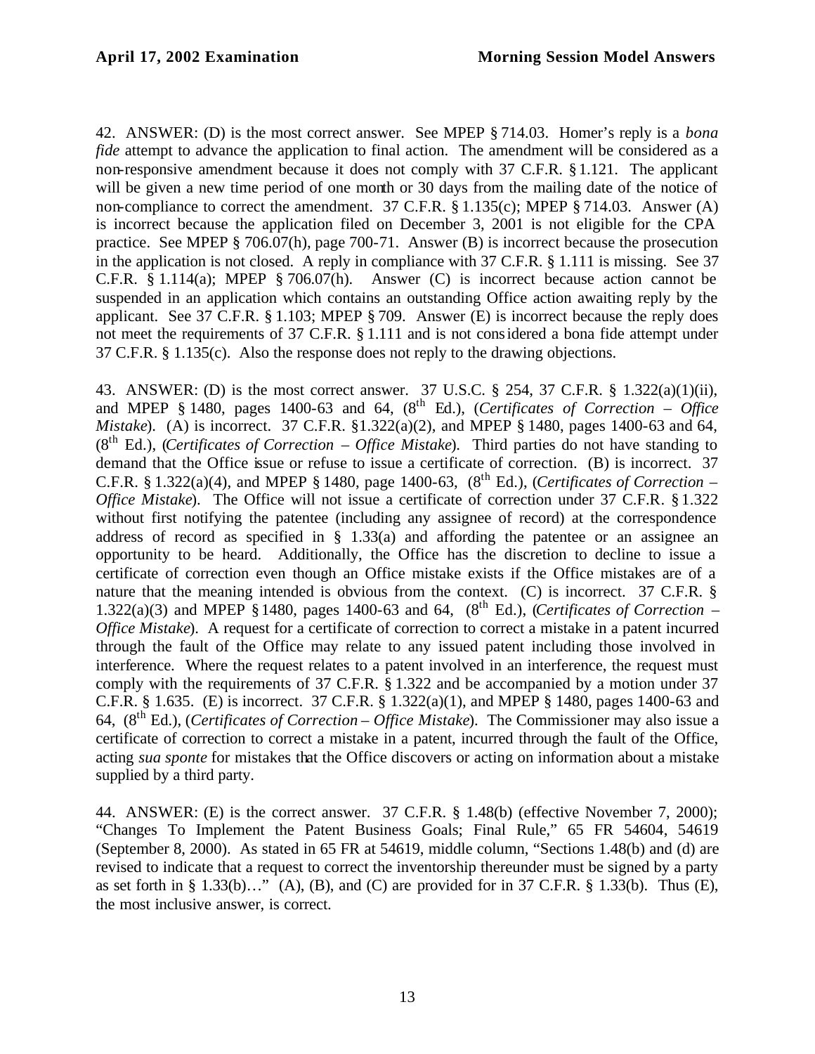42. ANSWER: (D) is the most correct answer. See MPEP § 714.03. Homer's reply is a *bona fide* attempt to advance the application to final action. The amendment will be considered as a non-responsive amendment because it does not comply with 37 C.F.R. § 1.121. The applicant will be given a new time period of one month or 30 days from the mailing date of the notice of non-compliance to correct the amendment. 37 C.F.R. § 1.135(c); MPEP § 714.03. Answer (A) is incorrect because the application filed on December 3, 2001 is not eligible for the CPA practice. See MPEP § 706.07(h), page 700-71. Answer (B) is incorrect because the prosecution in the application is not closed. A reply in compliance with 37 C.F.R. § 1.111 is missing. See 37 C.F.R. § 1.114(a); MPEP § 706.07(h). Answer (C) is incorrect because action cannot be suspended in an application which contains an outstanding Office action awaiting reply by the applicant. See 37 C.F.R. § 1.103; MPEP § 709. Answer (E) is incorrect because the reply does not meet the requirements of 37 C.F.R. § 1.111 and is not considered a bona fide attempt under 37 C.F.R. § 1.135(c). Also the response does not reply to the drawing objections.

43. ANSWER: (D) is the most correct answer. 37 U.S.C. § 254, 37 C.F.R. § 1.322(a)(1)(ii), and MPEP § 1480, pages 1400-63 and 64, (8th Ed.), (*Certificates of Correction – Office Mistake*). (A) is incorrect. 37 C.F.R. §1.322(a)(2), and MPEP § 1480, pages 1400-63 and 64, (8th Ed.), (*Certificates of Correction – Office Mistake*). Third parties do not have standing to demand that the Office issue or refuse to issue a certificate of correction. (B) is incorrect. 37 C.F.R. § 1.322(a)(4), and MPEP § 1480, page 1400-63, (8th Ed.), (*Certificates of Correction – Office Mistake*). The Office will not issue a certificate of correction under 37 C.F.R. § 1.322 without first notifying the patentee (including any assignee of record) at the correspondence address of record as specified in § 1.33(a) and affording the patentee or an assignee an opportunity to be heard. Additionally, the Office has the discretion to decline to issue a certificate of correction even though an Office mistake exists if the Office mistakes are of a nature that the meaning intended is obvious from the context. (C) is incorrect. 37 C.F.R. § 1.322(a)(3) and MPEP § 1480, pages 1400-63 and 64, (8th Ed.), (*Certificates of Correction – Office Mistake*). A request for a certificate of correction to correct a mistake in a patent incurred through the fault of the Office may relate to any issued patent including those involved in interference. Where the request relates to a patent involved in an interference, the request must comply with the requirements of 37 C.F.R. § 1.322 and be accompanied by a motion under 37 C.F.R. § 1.635. (E) is incorrect. 37 C.F.R. § 1.322(a)(1), and MPEP § 1480, pages 1400-63 and 64, (8th Ed.), (*Certificates of Correction – Office Mistake*). The Commissioner may also issue a certificate of correction to correct a mistake in a patent, incurred through the fault of the Office, acting *sua sponte* for mistakes that the Office discovers or acting on information about a mistake supplied by a third party.

44. ANSWER: (E) is the correct answer. 37 C.F.R. § 1.48(b) (effective November 7, 2000); "Changes To Implement the Patent Business Goals; Final Rule," 65 FR 54604, 54619 (September 8, 2000). As stated in 65 FR at 54619, middle column, "Sections 1.48(b) and (d) are revised to indicate that a request to correct the inventorship thereunder must be signed by a party as set forth in § 1.33(b)…" (A), (B), and (C) are provided for in 37 C.F.R. § 1.33(b). Thus (E), the most inclusive answer, is correct.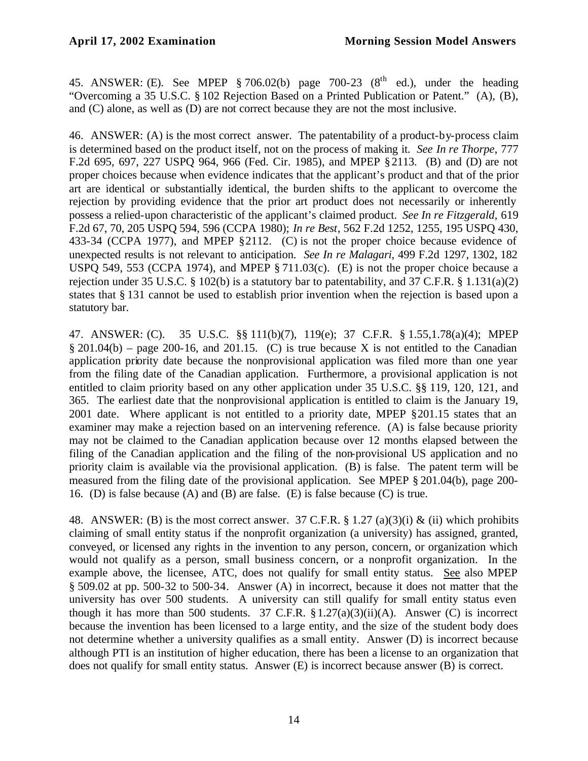45. ANSWER: (E). See MPEP § 706.02(b) page 700-23 (8th ed.), under the heading "Overcoming a 35 U.S.C. § 102 Rejection Based on a Printed Publication or Patent." (A), (B), and (C) alone, as well as (D) are not correct because they are not the most inclusive.

46. ANSWER: (A) is the most correct answer. The patentability of a product-by-process claim is determined based on the product itself, not on the process of making it. *See In re Thorpe*, 777 F.2d 695, 697, 227 USPQ 964, 966 (Fed. Cir. 1985), and MPEP § 2113. (B) and (D) are not proper choices because when evidence indicates that the applicant's product and that of the prior art are identical or substantially identical, the burden shifts to the applicant to overcome the rejection by providing evidence that the prior art product does not necessarily or inherently possess a relied-upon characteristic of the applicant's claimed product. *See In re Fitzgerald*, 619 F.2d 67, 70, 205 USPQ 594, 596 (CCPA 1980); *In re Best*, 562 F.2d 1252, 1255, 195 USPQ 430, 433-34 (CCPA 1977), and MPEP § 2112. (C) is not the proper choice because evidence of unexpected results is not relevant to anticipation. *See In re Malagari*, 499 F.2d 1297, 1302, 182 USPQ 549, 553 (CCPA 1974), and MPEP § 711.03(c). (E) is not the proper choice because a rejection under 35 U.S.C. § 102(b) is a statutory bar to patentability, and 37 C.F.R. § 1.131(a)(2) states that § 131 cannot be used to establish prior invention when the rejection is based upon a statutory bar.

47. ANSWER: (C). 35 U.S.C. §§ 111(b)(7), 119(e); 37 C.F.R. § 1.55,1.78(a)(4); MPEP § 201.04(b) – page 200-16, and 201.15. (C) is true because X is not entitled to the Canadian application priority date because the nonprovisional application was filed more than one year from the filing date of the Canadian application. Furthermore, a provisional application is not entitled to claim priority based on any other application under 35 U.S.C. §§ 119, 120, 121, and 365. The earliest date that the nonprovisional application is entitled to claim is the January 19, 2001 date. Where applicant is not entitled to a priority date, MPEP § 201.15 states that an examiner may make a rejection based on an intervening reference. (A) is false because priority may not be claimed to the Canadian application because over 12 months elapsed between the filing of the Canadian application and the filing of the non-provisional US application and no priority claim is available via the provisional application. (B) is false. The patent term will be measured from the filing date of the provisional application. See MPEP § 201.04(b), page 200-16. (D) is false because (A) and (B) are false. (E) is false because (C) is true.

48. ANSWER: (B) is the most correct answer. 37 C.F.R. § 1.27 (a)(3)(i) & (ii) which prohibits claiming of small entity status if the nonprofit organization (a university) has assigned, granted, conveyed, or licensed any rights in the invention to any person, concern, or organization which would not qualify as a person, small business concern, or a nonprofit organization. In the example above, the licensee, ATC, does not qualify for small entity status. See also MPEP § 509.02 at pp. 500-32 to 500-34. Answer (A) in incorrect, because it does not matter that the university has over 500 students. A university can still qualify for small entity status even though it has more than 500 students. 37 C.F.R. § 1.27(a)(3)(ii)(A). Answer (C) is incorrect because the invention has been licensed to a large entity, and the size of the student body does not determine whether a university qualifies as a small entity. Answer (D) is incorrect because although PTI is an institution of higher education, there has been a license to an organization that does not qualify for small entity status. Answer (E) is incorrect because answer (B) is correct.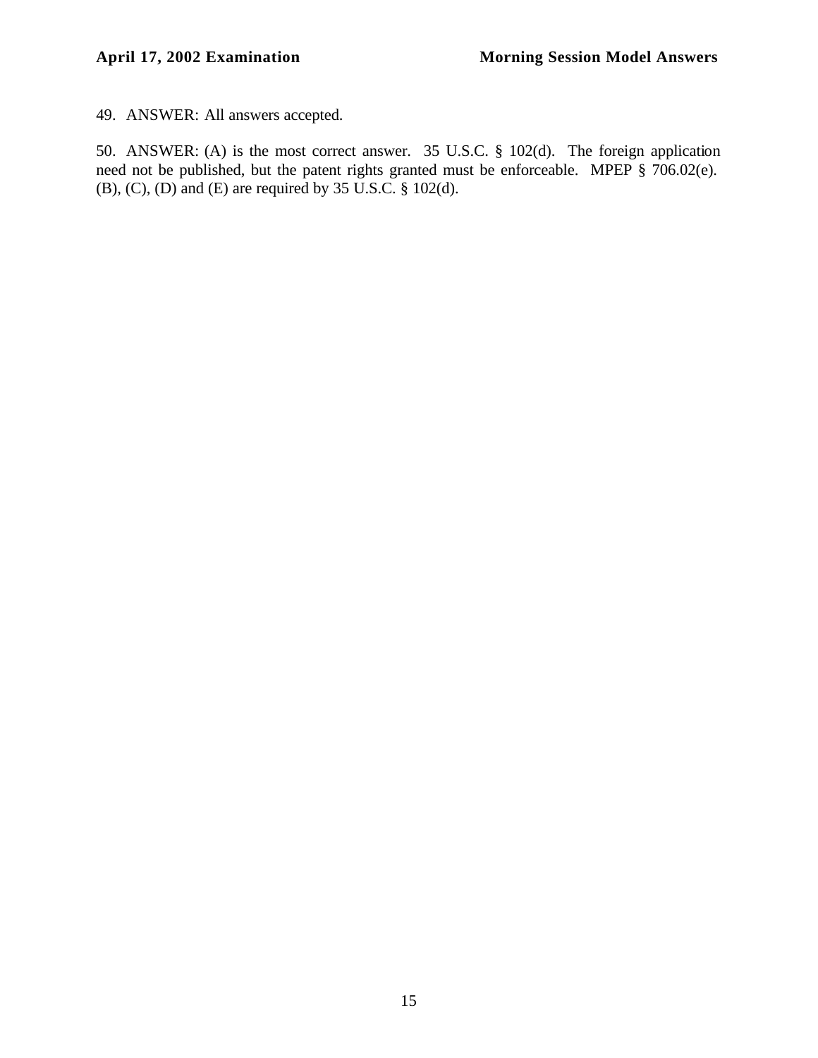49. ANSWER: All answers accepted.

50. ANSWER: (A) is the most correct answer. 35 U.S.C. § 102(d). The foreign application need not be published, but the patent rights granted must be enforceable. MPEP § 706.02(e). (B), (C), (D) and (E) are required by 35 U.S.C. § 102(d).